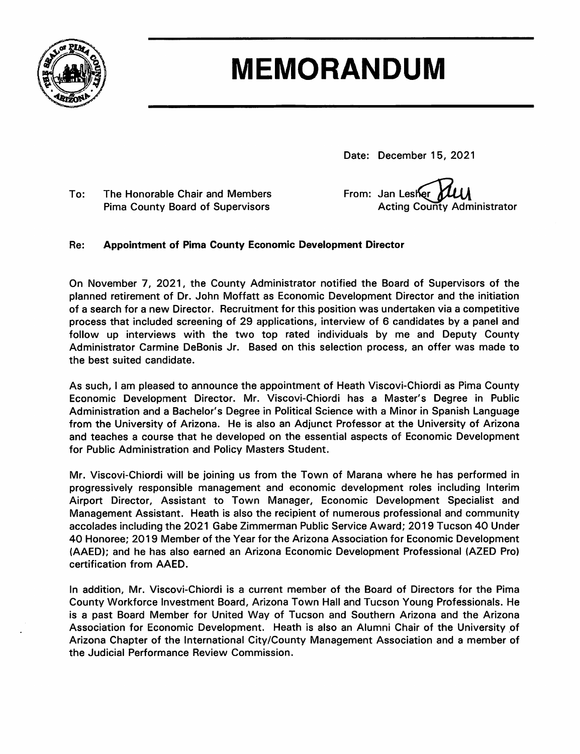# MEMORANDUM

Date: December 15, 2021

To: The Honorable Chair and Members
Pima County Board of Supervisors

From: Jan Lesher
Acting County Administrator

**Re: Appointment of Pima County Economic Development Director**

On November 7, 2021, the County Administrator notified the Board of Supervisors of the planned retirement of Dr. John Moffatt as Economic Development Director and the initiation of a search for a new Director. Recruitment for this position was undertaken via a competitive process that included screening of 29 applications, interview of 6 candidates by a panel and follow up interviews with the two top rated individuals by me and Deputy County Administrator Carmine DeBonis Jr. Based on this selection process, an offer was made to the best suited candidate.

As such, I am pleased to announce the appointment of Heath Viscovi-Chiordi as Pima County Economic Development Director. Mr. Viscovi-Chiordi has a Master's Degree in Public Administration and a Bachelor's Degree in Political Science with a Minor in Spanish Language from the University of Arizona. He is also an Adjunct Professor at the University of Arizona and teaches a course that he developed on the essential aspects of Economic Development for Public Administration and Policy Masters Student.

Mr. Viscovi-Chiordi will be joining us from the Town of Marana where he has performed in progressively responsible management and economic development roles including Interim Airport Director, Assistant to Town Manager, Economic Development Specialist and Management Assistant. Heath is also the recipient of numerous professional and community accolades including the 2021 Gabe Zimmerman Public Service Award; 2019 Tucson 40 Under 40 Honoree; 2019 Member of the Year for the Arizona Association for Economic Development (AAED); and he has also earned an Arizona Economic Development Professional (AZED Pro) certification from AAED.

In addition, Mr. Viscovi-Chiordi is a current member of the Board of Directors for the Pima County Workforce Investment Board, Arizona Town Hall and Tucson Young Professionals. He is a past Board Member for United Way of Tucson and Southern Arizona and the Arizona Association for Economic Development. Heath is also an Alumni Chair of the University of Arizona Chapter of the International City/County Management Association and a member of the Judicial Performance Review Commission.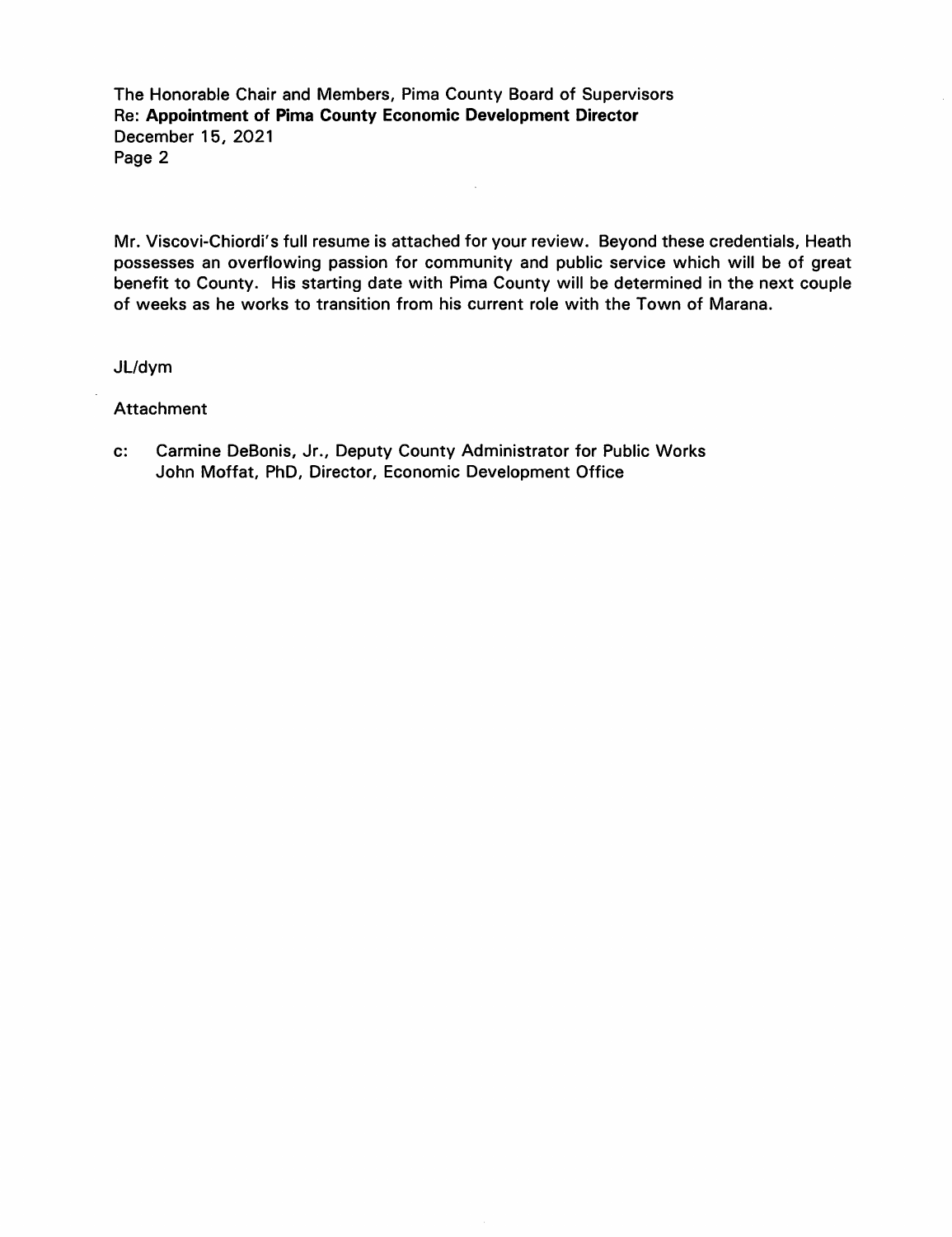Mr. Viscovi-Chiordi's full resume is attached for your review. Beyond these credentials, Heath possesses an overflowing passion for community and public service which will be of great benefit to County. His starting date with Pima County will be determined in the next couple of weeks as he works to transition from his current role with the Town of Marana.

JL/dym

Attachment

c: Carmine DeBonis, Jr., Deputy County Administrator for Public Works
John Moffat, PhD, Director, Economic Development Office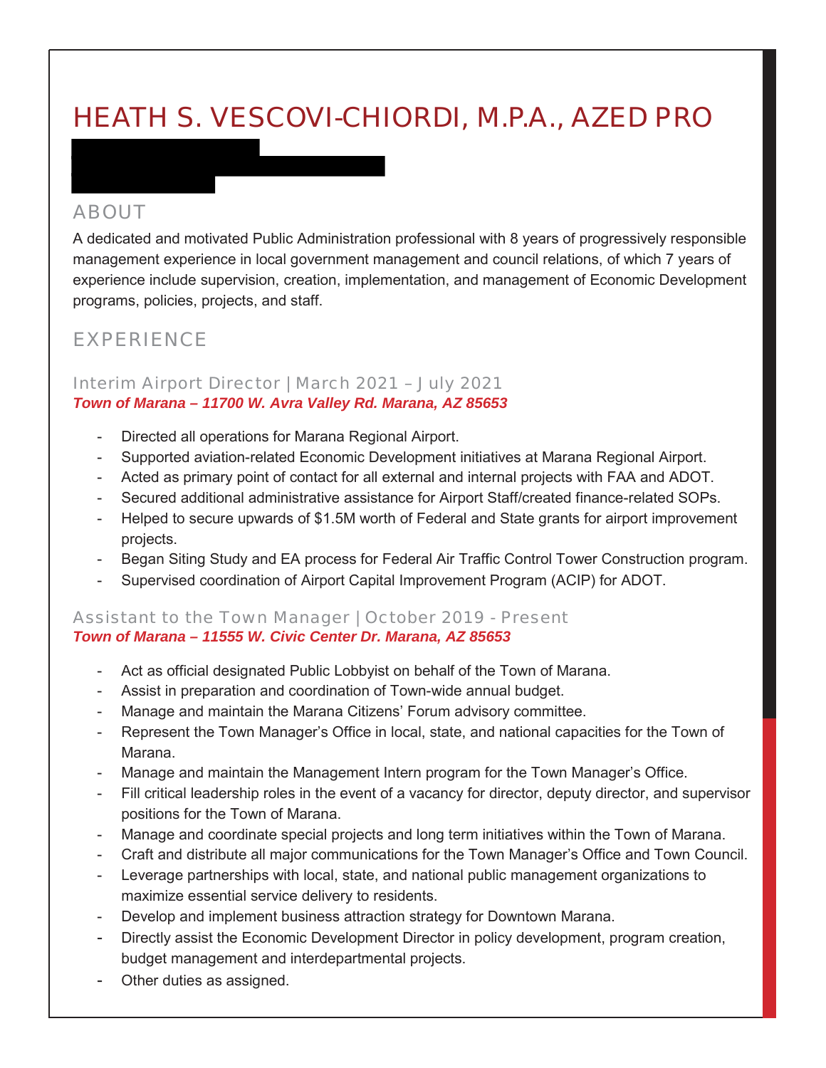# HEATH S. VESCOVI-CHIORDI, M.P.A., AZED PRO

## ABOUT

A dedicated and motivated Public Administration professional with 8 years of progressively responsible management experience in local government management and council relations, of which 7 years of experience include supervision, creation, implementation, and management of Economic Development programs, policies, projects, and staff.

## EXPERIENCE

### Interim Airport Director | March 2021 – July 2021

***Town of Marana – 11700 W. Avra Valley Rd. Marana, AZ 85653***

- Directed all operations for Marana Regional Airport.
- Supported aviation-related Economic Development initiatives at Marana Regional Airport.
- Acted as primary point of contact for all external and internal projects with FAA and ADOT.
- Secured additional administrative assistance for Airport Staff/created finance-related SOPs.
- Helped to secure upwards of $1.5M worth of Federal and State grants for airport improvement projects.
- Began Siting Study and EA process for Federal Air Traffic Control Tower Construction program.
- Supervised coordination of Airport Capital Improvement Program (ACIP) for ADOT.

### Assistant to the Town Manager | October 2019 - Present

***Town of Marana – 11555 W. Civic Center Dr. Marana, AZ 85653***

- Act as official designated Public Lobbyist on behalf of the Town of Marana.
- Assist in preparation and coordination of Town-wide annual budget.
- Manage and maintain the Marana Citizens' Forum advisory committee.
- Represent the Town Manager's Office in local, state, and national capacities for the Town of Marana.
- Manage and maintain the Management Intern program for the Town Manager's Office.
- Fill critical leadership roles in the event of a vacancy for director, deputy director, and supervisor positions for the Town of Marana.
- Manage and coordinate special projects and long term initiatives within the Town of Marana.
- Craft and distribute all major communications for the Town Manager's Office and Town Council.
- Leverage partnerships with local, state, and national public management organizations to maximize essential service delivery to residents.
- Develop and implement business attraction strategy for Downtown Marana.
- Directly assist the Economic Development Director in policy development, program creation, budget management and interdepartmental projects.
- Other duties as assigned.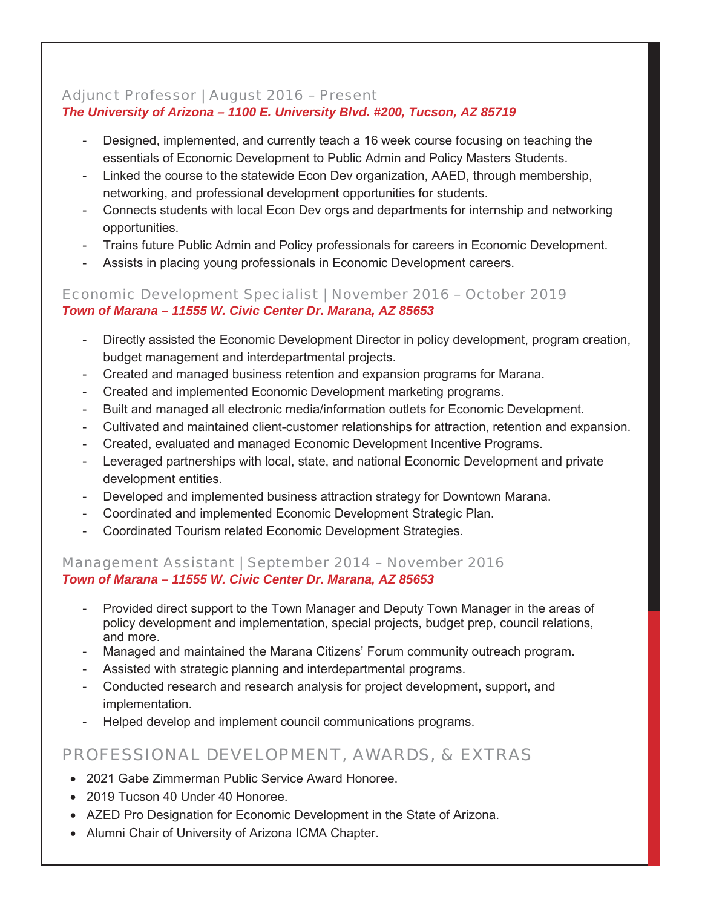### Adjunct Professor | August 2016 – Present

***The University of Arizona – 1100 E. University Blvd. #200, Tucson, AZ 85719***

- Designed, implemented, and currently teach a 16 week course focusing on teaching the essentials of Economic Development to Public Admin and Policy Masters Students.
- Linked the course to the statewide Econ Dev organization, AAED, through membership, networking, and professional development opportunities for students.
- Connects students with local Econ Dev orgs and departments for internship and networking opportunities.
- Trains future Public Admin and Policy professionals for careers in Economic Development.
- Assists in placing young professionals in Economic Development careers.

### Economic Development Specialist | November 2016 – October 2019

***Town of Marana – 11555 W. Civic Center Dr. Marana, AZ 85653***

- Directly assisted the Economic Development Director in policy development, program creation, budget management and interdepartmental projects.
- Created and managed business retention and expansion programs for Marana.
- Created and implemented Economic Development marketing programs.
- Built and managed all electronic media/information outlets for Economic Development.
- Cultivated and maintained client-customer relationships for attraction, retention and expansion.
- Created, evaluated and managed Economic Development Incentive Programs.
- Leveraged partnerships with local, state, and national Economic Development and private development entities.
- Developed and implemented business attraction strategy for Downtown Marana.
- Coordinated and implemented Economic Development Strategic Plan.
- Coordinated Tourism related Economic Development Strategies.

### Management Assistant | September 2014 – November 2016

***Town of Marana – 11555 W. Civic Center Dr. Marana, AZ 85653***

- Provided direct support to the Town Manager and Deputy Town Manager in the areas of policy development and implementation, special projects, budget prep, council relations, and more.
- Managed and maintained the Marana Citizens' Forum community outreach program.
- Assisted with strategic planning and interdepartmental programs.
- Conducted research and research analysis for project development, support, and implementation.
- Helped develop and implement council communications programs.

## PROFESSIONAL DEVELOPMENT, AWARDS, & EXTRAS

- 2021 Gabe Zimmerman Public Service Award Honoree.
- 2019 Tucson 40 Under 40 Honoree.
- AZED Pro Designation for Economic Development in the State of Arizona.
- Alumni Chair of University of Arizona ICMA Chapter.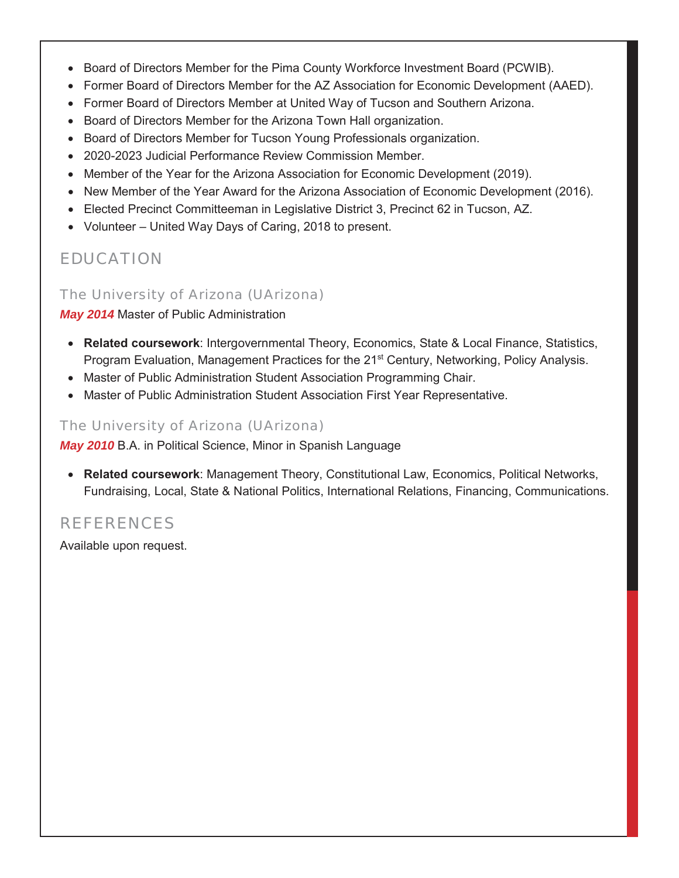- Board of Directors Member for the Pima County Workforce Investment Board (PCWIB).
- Former Board of Directors Member for the AZ Association for Economic Development (AAED).
- Former Board of Directors Member at United Way of Tucson and Southern Arizona.
- Board of Directors Member for the Arizona Town Hall organization.
- Board of Directors Member for Tucson Young Professionals organization.
- 2020-2023 Judicial Performance Review Commission Member.
- Member of the Year for the Arizona Association for Economic Development (2019).
- New Member of the Year Award for the Arizona Association of Economic Development (2016).
- Elected Precinct Committeeman in Legislative District 3, Precinct 62 in Tucson, AZ.
- Volunteer – United Way Days of Caring, 2018 to present.

## EDUCATION

### The University of Arizona (UArizona)

***May 2014*** Master of Public Administration

- **Related coursework**: Intergovernmental Theory, Economics, State & Local Finance, Statistics, Program Evaluation, Management Practices for the 21st Century, Networking, Policy Analysis.
- Master of Public Administration Student Association Programming Chair.
- Master of Public Administration Student Association First Year Representative.

### The University of Arizona (UArizona)

***May 2010*** B.A. in Political Science, Minor in Spanish Language

- **Related coursework**: Management Theory, Constitutional Law, Economics, Political Networks, Fundraising, Local, State & National Politics, International Relations, Financing, Communications.

## REFERENCES

Available upon request.